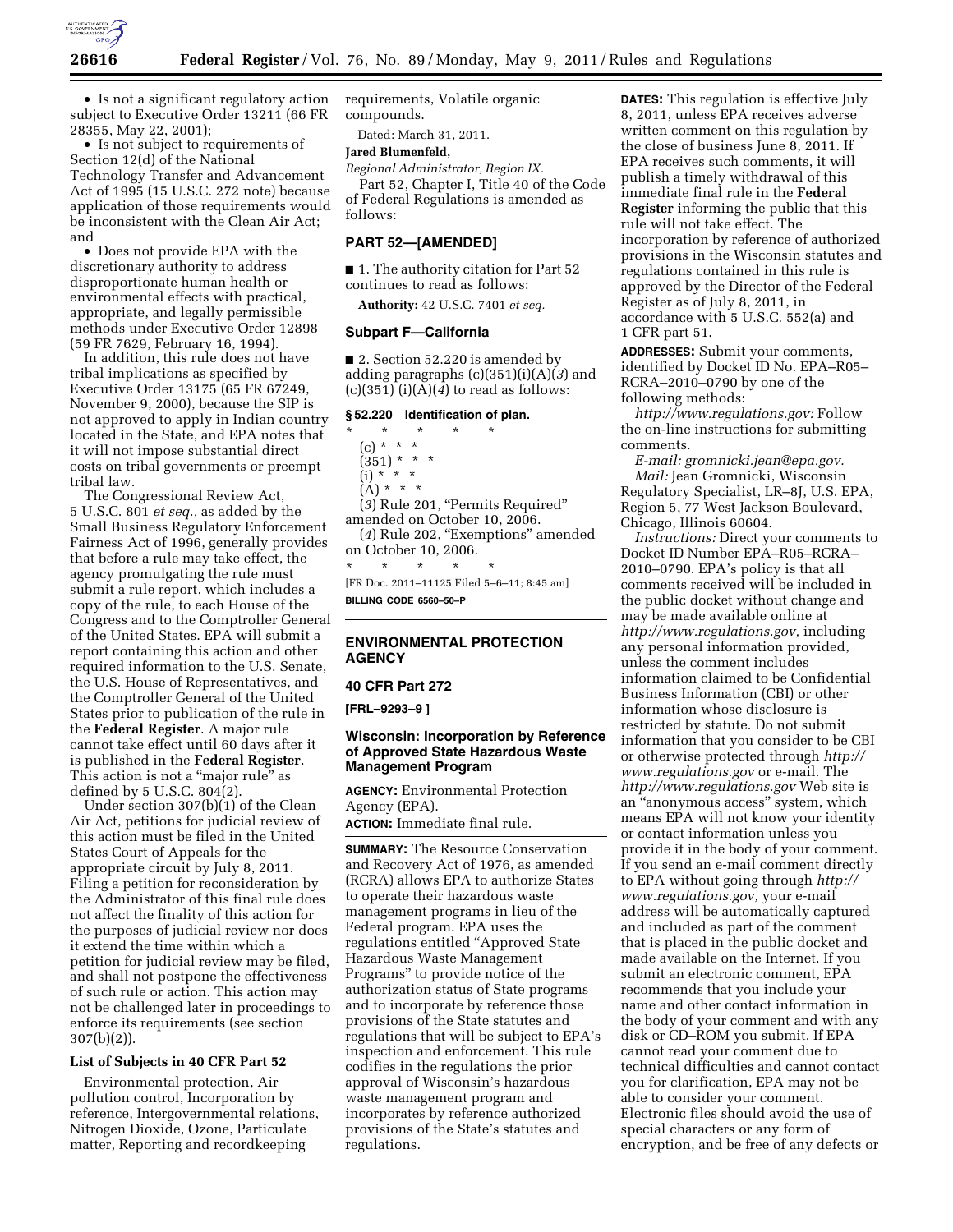- Is not a significant regulatory action subject to Executive Order 13211 (66 FR 28355, May 22, 2001);
- Is not subject to requirements of Section 12(d) of the National Technology Transfer and Advancement Act of 1995 (15 U.S.C. 272 note) because application of those requirements would be inconsistent with the Clean Air Act; and
- Does not provide EPA with the discretionary authority to address disproportionate human health or environmental effects with practical, appropriate, and legally permissible methods under Executive Order 12898 (59 FR 7629, February 16, 1994).

In addition, this rule does not have tribal implications as specified by Executive Order 13175 (65 FR 67249, November 9, 2000), because the SIP is not approved to apply in Indian country located in the State, and EPA notes that it will not impose substantial direct costs on tribal governments or preempt tribal law.

The Congressional Review Act, 5 U.S.C. 801 *et seq.,* as added by the Small Business Regulatory Enforcement Fairness Act of 1996, generally provides that before a rule may take effect, the agency promulgating the rule must submit a rule report, which includes a copy of the rule, to each House of the Congress and to the Comptroller General of the United States. EPA will submit a report containing this action and other required information to the U.S. Senate, the U.S. House of Representatives, and the Comptroller General of the United States prior to publication of the rule in the **Federal Register**. A major rule cannot take effect until 60 days after it is published in the **Federal Register**. This action is not a "major rule" as defined by 5 U.S.C. 804(2).

Under section 307(b)(1) of the Clean Air Act, petitions for judicial review of this action must be filed in the United States Court of Appeals for the appropriate circuit by July 8, 2011. Filing a petition for reconsideration by the Administrator of this final rule does not affect the finality of this action for the purposes of judicial review nor does it extend the time within which a petition for judicial review may be filed, and shall not postpone the effectiveness of such rule or action. This action may not be challenged later in proceedings to enforce its requirements (see section 307(b)(2)).

### List of Subjects in 40 CFR Part 52

Environmental protection, Air pollution control, Incorporation by reference, Intergovernmental relations, Nitrogen Dioxide, Ozone, Particulate matter, Reporting and recordkeeping requirements, Volatile organic compounds.

Dated: March 31, 2011.

**Jared Blumenfeld,**

*Regional Administrator, Region IX.*

Part 52, Chapter I, Title 40 of the Code of Federal Regulations is amended as follows:

## PART 52—[AMENDED]

■ 1. The authority citation for Part 52 continues to read as follows:

**Authority:** 42 U.S.C. 7401 *et seq.*

### Subpart F—California

■ 2. Section 52.220 is amended by adding paragraphs (c)(351)(i)(A)(*3*) and (c)(351) (i)(A)(*4*) to read as follows:

### § 52.220 Identification of plan.

\* \* \* \* \*

(c) \* \* \*

(351) \* \* \*

(i) \* \* \*

(A) \* \* \*

(*3*) Rule 201, "Permits Required" amended on October 10, 2006.

(*4*) Rule 202, "Exemptions" amended on October 10, 2006.

\* \* \* \* \*

[FR Doc. 2011–11125 Filed 5–6–11; 8:45 am]

**BILLING CODE 6560–50–P**

---

## ENVIRONMENTAL PROTECTION AGENCY

### 40 CFR Part 272

**[FRL–9293–9 ]**

### Wisconsin: Incorporation by Reference of Approved State Hazardous Waste Management Program

**AGENCY:** Environmental Protection Agency (EPA).

**ACTION:** Immediate final rule.

**SUMMARY:** The Resource Conservation and Recovery Act of 1976, as amended (RCRA) allows EPA to authorize States to operate their hazardous waste management programs in lieu of the Federal program. EPA uses the regulations entitled "Approved State Hazardous Waste Management Programs" to provide notice of the authorization status of State programs and to incorporate by reference those provisions of the State statutes and regulations that will be subject to EPA's inspection and enforcement. This rule codifies in the regulations the prior approval of Wisconsin's hazardous waste management program and incorporates by reference authorized provisions of the State's statutes and regulations.

**DATES:** This regulation is effective July 8, 2011, unless EPA receives adverse written comment on this regulation by the close of business June 8, 2011. If EPA receives such comments, it will publish a timely withdrawal of this immediate final rule in the **Federal Register** informing the public that this rule will not take effect. The incorporation by reference of authorized provisions in the Wisconsin statutes and regulations contained in this rule is approved by the Director of the Federal Register as of July 8, 2011, in accordance with 5 U.S.C. 552(a) and 1 CFR part 51.

**ADDRESSES:** Submit your comments, identified by Docket ID No. EPA–R05–RCRA–2010–0790 by one of the following methods:

*http://www.regulations.gov:* Follow the on-line instructions for submitting comments.

*E-mail: gromnicki.jean@epa.gov.*

*Mail:* Jean Gromnicki, Wisconsin Regulatory Specialist, LR–8J, U.S. EPA, Region 5, 77 West Jackson Boulevard, Chicago, Illinois 60604.

*Instructions:* Direct your comments to Docket ID Number EPA–R05–RCRA–2010–0790. EPA's policy is that all comments received will be included in the public docket without change and may be made available online at *http://www.regulations.gov,* including any personal information provided, unless the comment includes information claimed to be Confidential Business Information (CBI) or other information whose disclosure is restricted by statute. Do not submit information that you consider to be CBI or otherwise protected through *http://www.regulations.gov* or e-mail. The *http://www.regulations.gov* Web site is an "anonymous access" system, which means EPA will not know your identity or contact information unless you provide it in the body of your comment. If you send an e-mail comment directly to EPA without going through *http://www.regulations.gov,* your e-mail address will be automatically captured and included as part of the comment that is placed in the public docket and made available on the Internet. If you submit an electronic comment, EPA recommends that you include your name and other contact information in the body of your comment and with any disk or CD–ROM you submit. If EPA cannot read your comment due to technical difficulties and cannot contact you for clarification, EPA may not be able to consider your comment. Electronic files should avoid the use of special characters or any form of encryption, and be free of any defects or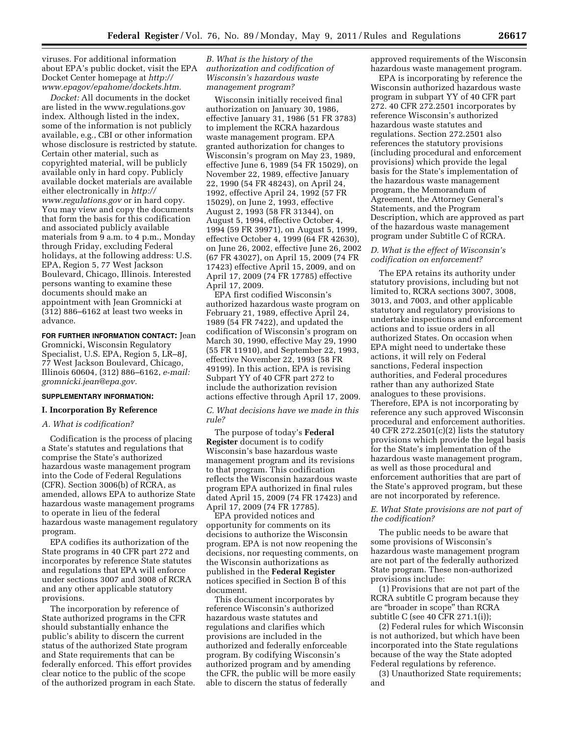viruses. For additional information about EPA's public docket, visit the EPA Docket Center homepage at *http://www.epagov/epahome/dockets.htm.*

*Docket:* All documents in the docket are listed in the www.regulations.gov index. Although listed in the index, some of the information is not publicly available, e.g., CBI or other information whose disclosure is restricted by statute. Certain other material, such as copyrighted material, will be publicly available only in hard copy. Publicly available docket materials are available either electronically in *http://www.regulations.gov* or in hard copy. You may view and copy the documents that form the basis for this codification and associated publicly available materials from 9 a.m. to 4 p.m., Monday through Friday, excluding Federal holidays, at the following address: U.S. EPA, Region 5, 77 West Jackson Boulevard, Chicago, Illinois. Interested persons wanting to examine these documents should make an appointment with Jean Gromnicki at (312) 886–6162 at least two weeks in advance.

**FOR FURTHER INFORMATION CONTACT:** Jean Gromnicki, Wisconsin Regulatory Specialist, U.S. EPA, Region 5, LR–8J, 77 West Jackson Boulevard, Chicago, Illinois 60604, (312) 886–6162, *e-mail: gromnicki.jean@epa.gov.*

**SUPPLEMENTARY INFORMATION:**

## I. Incorporation By Reference

### *A. What is codification?*

Codification is the process of placing a State's statutes and regulations that comprise the State's authorized hazardous waste management program into the Code of Federal Regulations (CFR). Section 3006(b) of RCRA, as amended, allows EPA to authorize State hazardous waste management programs to operate in lieu of the federal hazardous waste management regulatory program.

EPA codifies its authorization of the State programs in 40 CFR part 272 and incorporates by reference State statutes and regulations that EPA will enforce under sections 3007 and 3008 of RCRA and any other applicable statutory provisions.

The incorporation by reference of State authorized programs in the CFR should substantially enhance the public's ability to discern the current status of the authorized State program and State requirements that can be federally enforced. This effort provides clear notice to the public of the scope of the authorized program in each State.

### *B. What is the history of the authorization and codification of Wisconsin's hazardous waste management program?*

Wisconsin initially received final authorization on January 30, 1986, effective January 31, 1986 (51 FR 3783) to implement the RCRA hazardous waste management program. EPA granted authorization for changes to Wisconsin's program on May 23, 1989, effective June 6, 1989 (54 FR 15029), on November 22, 1989, effective January 22, 1990 (54 FR 48243), on April 24, 1992, effective April 24, 1992 (57 FR 15029), on June 2, 1993, effective August 2, 1993 (58 FR 31344), on August 5, 1994, effective October 4, 1994 (59 FR 39971), on August 5, 1999, effective October 4, 1999 (64 FR 42630), on June 26, 2002, effective June 26, 2002 (67 FR 43027), on April 15, 2009 (74 FR 17423) effective April 15, 2009, and on April 17, 2009 (74 FR 17785) effective April 17, 2009.

EPA first codified Wisconsin's authorized hazardous waste program on February 21, 1989, effective April 24, 1989 (54 FR 7422), and updated the codification of Wisconsin's program on March 30, 1990, effective May 29, 1990 (55 FR 11910), and September 22, 1993, effective November 22, 1993 (58 FR 49199). In this action, EPA is revising Subpart YY of 40 CFR part 272 to include the authorization revision actions effective through April 17, 2009.

### *C. What decisions have we made in this rule?*

The purpose of today's **Federal Register** document is to codify Wisconsin's base hazardous waste management program and its revisions to that program. This codification reflects the Wisconsin hazardous waste program EPA authorized in final rules dated April 15, 2009 (74 FR 17423) and April 17, 2009 (74 FR 17785).

EPA provided notices and opportunity for comments on its decisions to authorize the Wisconsin program. EPA is not now reopening the decisions, nor requesting comments, on the Wisconsin authorizations as published in the **Federal Register** notices specified in Section B of this document.

This document incorporates by reference Wisconsin's authorized hazardous waste statutes and regulations and clarifies which provisions are included in the authorized and federally enforceable program. By codifying Wisconsin's authorized program and by amending the CFR, the public will be more easily able to discern the status of federally approved requirements of the Wisconsin hazardous waste management program.

EPA is incorporating by reference the Wisconsin authorized hazardous waste program in subpart YY of 40 CFR part 272. 40 CFR 272.2501 incorporates by reference Wisconsin's authorized hazardous waste statutes and regulations. Section 272.2501 also references the statutory provisions (including procedural and enforcement provisions) which provide the legal basis for the State's implementation of the hazardous waste management program, the Memorandum of Agreement, the Attorney General's Statements, and the Program Description, which are approved as part of the hazardous waste management program under Subtitle C of RCRA.

### *D. What is the effect of Wisconsin's codification on enforcement?*

The EPA retains its authority under statutory provisions, including but not limited to, RCRA sections 3007, 3008, 3013, and 7003, and other applicable statutory and regulatory provisions to undertake inspections and enforcement actions and to issue orders in all authorized States. On occasion when EPA might need to undertake these actions, it will rely on Federal sanctions, Federal inspection authorities, and Federal procedures rather than any authorized State analogues to these provisions. Therefore, EPA is not incorporating by reference any such approved Wisconsin procedural and enforcement authorities. 40 CFR 272.2501(c)(2) lists the statutory provisions which provide the legal basis for the State's implementation of the hazardous waste management program, as well as those procedural and enforcement authorities that are part of the State's approved program, but these are not incorporated by reference.

### *E. What State provisions are not part of the codification?*

The public needs to be aware that some provisions of Wisconsin's hazardous waste management program are not part of the federally authorized State program. These non-authorized provisions include:

(1) Provisions that are not part of the RCRA subtitle C program because they are "broader in scope" than RCRA subtitle C (see 40 CFR 271.1(i));

(2) Federal rules for which Wisconsin is not authorized, but which have been incorporated into the State regulations because of the way the State adopted Federal regulations by reference.

(3) Unauthorized State requirements; and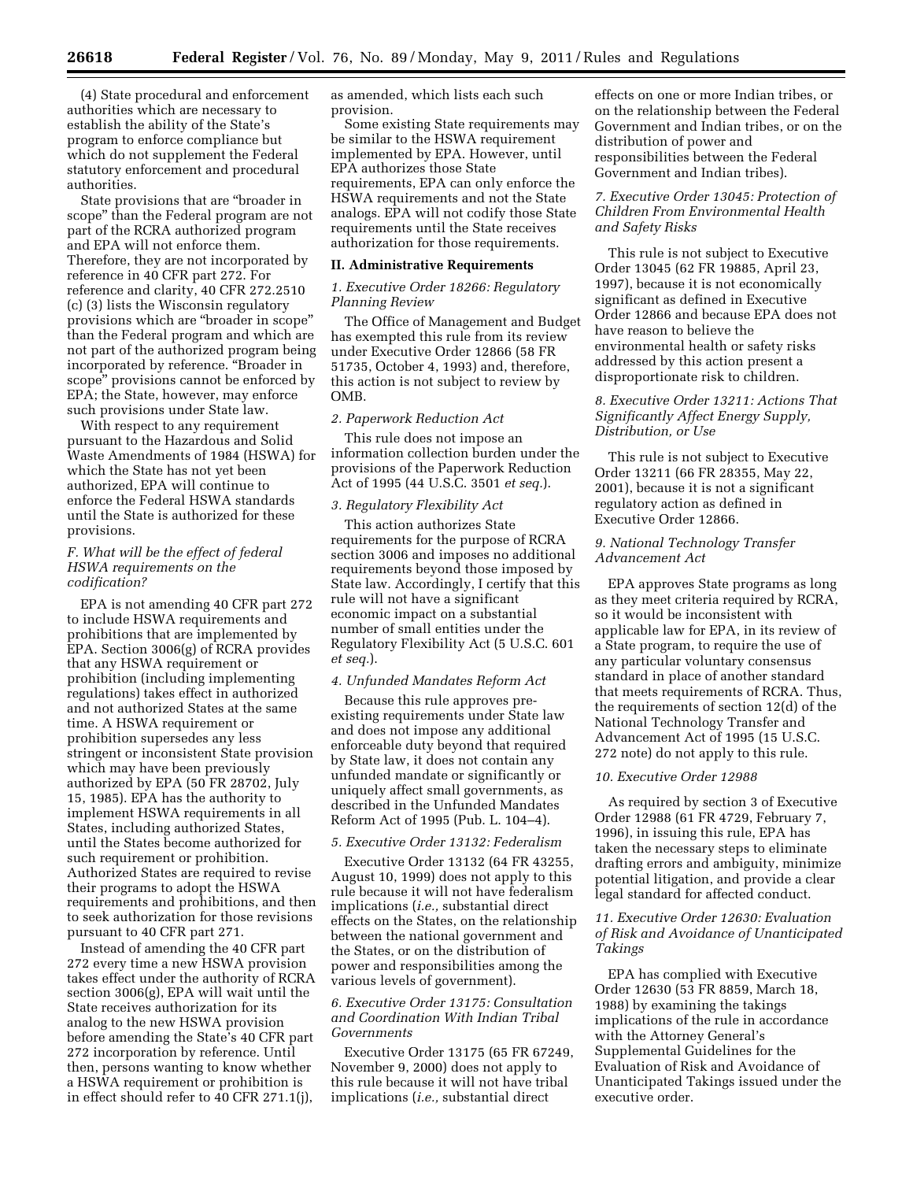(4) State procedural and enforcement authorities which are necessary to establish the ability of the State's program to enforce compliance but which do not supplement the Federal statutory enforcement and procedural authorities.

State provisions that are "broader in scope" than the Federal program are not part of the RCRA authorized program and EPA will not enforce them. Therefore, they are not incorporated by reference in 40 CFR part 272. For reference and clarity, 40 CFR 272.2510 (c) (3) lists the Wisconsin regulatory provisions which are "broader in scope" than the Federal program and which are not part of the authorized program being incorporated by reference. "Broader in scope" provisions cannot be enforced by EPA; the State, however, may enforce such provisions under State law.

With respect to any requirement pursuant to the Hazardous and Solid Waste Amendments of 1984 (HSWA) for which the State has not yet been authorized, EPA will continue to enforce the Federal HSWA standards until the State is authorized for these provisions.

### *F. What will be the effect of federal HSWA requirements on the codification?*

EPA is not amending 40 CFR part 272 to include HSWA requirements and prohibitions that are implemented by EPA. Section 3006(g) of RCRA provides that any HSWA requirement or prohibition (including implementing regulations) takes effect in authorized and not authorized States at the same time. A HSWA requirement or prohibition supersedes any less stringent or inconsistent State provision which may have been previously authorized by EPA (50 FR 28702, July 15, 1985). EPA has the authority to implement HSWA requirements in all States, including authorized States, until the States become authorized for such requirement or prohibition. Authorized States are required to revise their programs to adopt the HSWA requirements and prohibitions, and then to seek authorization for those revisions pursuant to 40 CFR part 271.

Instead of amending the 40 CFR part 272 every time a new HSWA provision takes effect under the authority of RCRA section 3006(g), EPA will wait until the State receives authorization for its analog to the new HSWA provision before amending the State's 40 CFR part 272 incorporation by reference. Until then, persons wanting to know whether a HSWA requirement or prohibition is in effect should refer to 40 CFR 271.1(j), as amended, which lists each such provision.

Some existing State requirements may be similar to the HSWA requirement implemented by EPA. However, until EPA authorizes those State requirements, EPA can only enforce the HSWA requirements and not the State analogs. EPA will not codify those State requirements until the State receives authorization for those requirements.

## II. Administrative Requirements

### *1. Executive Order 18266: Regulatory Planning Review*

The Office of Management and Budget has exempted this rule from its review under Executive Order 12866 (58 FR 51735, October 4, 1993) and, therefore, this action is not subject to review by OMB.

### *2. Paperwork Reduction Act*

This rule does not impose an information collection burden under the provisions of the Paperwork Reduction Act of 1995 (44 U.S.C. 3501 *et seq.*).

### *3. Regulatory Flexibility Act*

This action authorizes State requirements for the purpose of RCRA section 3006 and imposes no additional requirements beyond those imposed by State law. Accordingly, I certify that this rule will not have a significant economic impact on a substantial number of small entities under the Regulatory Flexibility Act (5 U.S.C. 601 *et seq.*).

### *4. Unfunded Mandates Reform Act*

Because this rule approves pre-existing requirements under State law and does not impose any additional enforceable duty beyond that required by State law, it does not contain any unfunded mandate or significantly or uniquely affect small governments, as described in the Unfunded Mandates Reform Act of 1995 (Pub. L. 104–4).

### *5. Executive Order 13132: Federalism*

Executive Order 13132 (64 FR 43255, August 10, 1999) does not apply to this rule because it will not have federalism implications (*i.e.,* substantial direct effects on the States, on the relationship between the national government and the States, or on the distribution of power and responsibilities among the various levels of government).

### *6. Executive Order 13175: Consultation and Coordination With Indian Tribal Governments*

Executive Order 13175 (65 FR 67249, November 9, 2000) does not apply to this rule because it will not have tribal implications (*i.e.,* substantial direct effects on one or more Indian tribes, or on the relationship between the Federal Government and Indian tribes, or on the distribution of power and responsibilities between the Federal Government and Indian tribes).

### *7. Executive Order 13045: Protection of Children From Environmental Health and Safety Risks*

This rule is not subject to Executive Order 13045 (62 FR 19885, April 23, 1997), because it is not economically significant as defined in Executive Order 12866 and because EPA does not have reason to believe the environmental health or safety risks addressed by this action present a disproportionate risk to children.

### *8. Executive Order 13211: Actions That Significantly Affect Energy Supply, Distribution, or Use*

This rule is not subject to Executive Order 13211 (66 FR 28355, May 22, 2001), because it is not a significant regulatory action as defined in Executive Order 12866.

### *9. National Technology Transfer Advancement Act*

EPA approves State programs as long as they meet criteria required by RCRA, so it would be inconsistent with applicable law for EPA, in its review of a State program, to require the use of any particular voluntary consensus standard in place of another standard that meets requirements of RCRA. Thus, the requirements of section 12(d) of the National Technology Transfer and Advancement Act of 1995 (15 U.S.C. 272 note) do not apply to this rule.

### *10. Executive Order 12988*

As required by section 3 of Executive Order 12988 (61 FR 4729, February 7, 1996), in issuing this rule, EPA has taken the necessary steps to eliminate drafting errors and ambiguity, minimize potential litigation, and provide a clear legal standard for affected conduct.

### *11. Executive Order 12630: Evaluation of Risk and Avoidance of Unanticipated Takings*

EPA has complied with Executive Order 12630 (53 FR 8859, March 18, 1988) by examining the takings implications of the rule in accordance with the Attorney General's Supplemental Guidelines for the Evaluation of Risk and Avoidance of Unanticipated Takings issued under the executive order.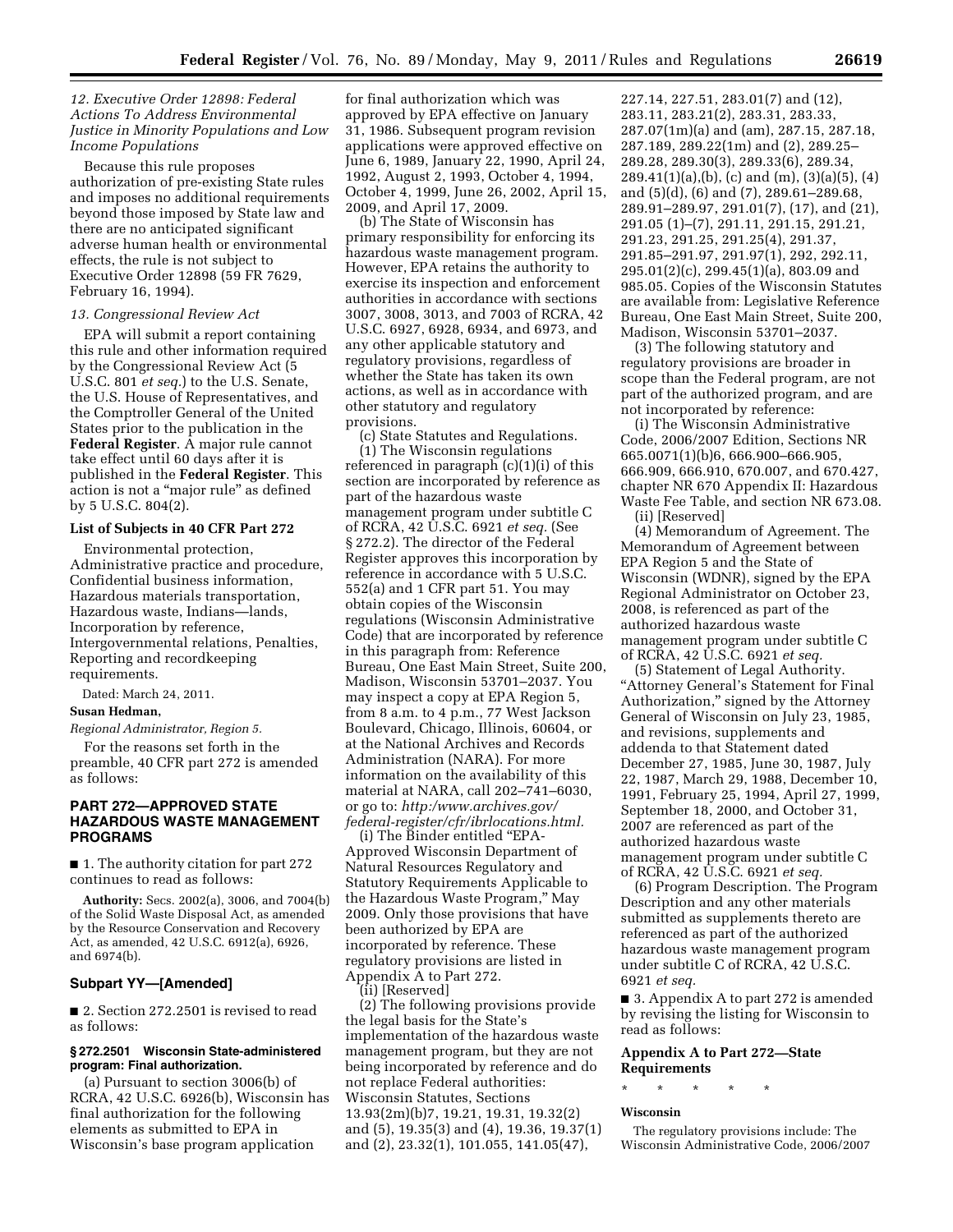### *12. Executive Order 12898: Federal Actions To Address Environmental Justice in Minority Populations and Low Income Populations*

Because this rule proposes authorization of pre-existing State rules and imposes no additional requirements beyond those imposed by State law and there are no anticipated significant adverse human health or environmental effects, the rule is not subject to Executive Order 12898 (59 FR 7629, February 16, 1994).

### *13. Congressional Review Act*

EPA will submit a report containing this rule and other information required by the Congressional Review Act (5 U.S.C. 801 *et seq.*) to the U.S. Senate, the U.S. House of Representatives, and the Comptroller General of the United States prior to the publication in the **Federal Register**. A major rule cannot take effect until 60 days after it is published in the **Federal Register**. This action is not a "major rule" as defined by 5 U.S.C. 804(2).

## List of Subjects in 40 CFR Part 272

Environmental protection, Administrative practice and procedure, Confidential business information, Hazardous materials transportation, Hazardous waste, Indians—lands, Incorporation by reference, Intergovernmental relations, Penalties, Reporting and recordkeeping requirements.

Dated: March 24, 2011.

**Susan Hedman,**

*Regional Administrator, Region 5.*

For the reasons set forth in the preamble, 40 CFR part 272 is amended as follows:

## PART 272—APPROVED STATE HAZARDOUS WASTE MANAGEMENT PROGRAMS

■ 1. The authority citation for part 272 continues to read as follows:

**Authority:** Secs. 2002(a), 3006, and 7004(b) of the Solid Waste Disposal Act, as amended by the Resource Conservation and Recovery Act, as amended, 42 U.S.C. 6912(a), 6926, and 6974(b).

### Subpart YY—[Amended]

■ 2. Section 272.2501 is revised to read as follows:

#### § 272.2501 Wisconsin State-administered program: Final authorization.

(a) Pursuant to section 3006(b) of RCRA, 42 U.S.C. 6926(b), Wisconsin has final authorization for the following elements as submitted to EPA in Wisconsin's base program application for final authorization which was approved by EPA effective on January 31, 1986. Subsequent program revision applications were approved effective on June 6, 1989, January 22, 1990, April 24, 1992, August 2, 1993, October 4, 1994, October 4, 1999, June 26, 2002, April 15, 2009, and April 17, 2009.

(b) The State of Wisconsin has primary responsibility for enforcing its hazardous waste management program. However, EPA retains the authority to exercise its inspection and enforcement authorities in accordance with sections 3007, 3008, 3013, and 7003 of RCRA, 42 U.S.C. 6927, 6928, 6934, and 6973, and any other applicable statutory and regulatory provisions, regardless of whether the State has taken its own actions, as well as in accordance with other statutory and regulatory provisions.

(c) State Statutes and Regulations.

(1) The Wisconsin regulations referenced in paragraph (c)(1)(i) of this section are incorporated by reference as part of the hazardous waste management program under subtitle C of RCRA, 42 U.S.C. 6921 *et seq.* (See § 272.2). The director of the Federal Register approves this incorporation by reference in accordance with 5 U.S.C. 552(a) and 1 CFR part 51. You may obtain copies of the Wisconsin regulations (Wisconsin Administrative Code) that are incorporated by reference in this paragraph from: Reference Bureau, One East Main Street, Suite 200, Madison, Wisconsin 53701–2037. You may inspect a copy at EPA Region 5, from 8 a.m. to 4 p.m., 77 West Jackson Boulevard, Chicago, Illinois, 60604, or at the National Archives and Records Administration (NARA). For more information on the availability of this material at NARA, call 202–741–6030, or go to: *http:/www.archives.gov/federal-register/cfr/ibrlocations.html.*

(i) The Binder entitled "EPA-Approved Wisconsin Department of Natural Resources Regulatory and Statutory Requirements Applicable to the Hazardous Waste Program," May 2009. Only those provisions that have been authorized by EPA are incorporated by reference. These regulatory provisions are listed in Appendix A to Part 272.

(ii) [Reserved]

(2) The following provisions provide the legal basis for the State's implementation of the hazardous waste management program, but they are not being incorporated by reference and do not replace Federal authorities: Wisconsin Statutes, Sections 13.93(2m)(b)7, 19.21, 19.31, 19.32(2) and (5), 19.35(3) and (4), 19.36, 19.37(1) and (2), 23.32(1), 101.055, 141.05(47), 227.14, 227.51, 283.01(7) and (12), 283.11, 283.21(2), 283.31, 283.33, 287.07(1m)(a) and (am), 287.15, 287.18, 287.189, 289.22(1m) and (2), 289.25–289.28, 289.30(3), 289.33(6), 289.34, 289.41(1)(a),(b), (c) and (m), (3)(a)(5), (4) and (5)(d), (6) and (7), 289.61–289.68, 289.91–289.97, 291.01(7), (17), and (21), 291.05 (1)–(7), 291.11, 291.15, 291.21, 291.23, 291.25, 291.25(4), 291.37, 291.85–291.97, 291.97(1), 292, 292.11, 295.01(2)(c), 299.45(1)(a), 803.09 and 985.05. Copies of the Wisconsin Statutes are available from: Legislative Reference Bureau, One East Main Street, Suite 200, Madison, Wisconsin 53701–2037.

(3) The following statutory and regulatory provisions are broader in scope than the Federal program, are not part of the authorized program, and are not incorporated by reference:

(i) The Wisconsin Administrative Code, 2006/2007 Edition, Sections NR 665.0071(1)(b)6, 666.900–666.905, 666.909, 666.910, 670.007, and 670.427, chapter NR 670 Appendix II: Hazardous Waste Fee Table, and section NR 673.08.

(ii) [Reserved]

(4) Memorandum of Agreement. The Memorandum of Agreement between EPA Region 5 and the State of Wisconsin (WDNR), signed by the EPA Regional Administrator on October 23, 2008, is referenced as part of the authorized hazardous waste management program under subtitle C of RCRA, 42 U.S.C. 6921 *et seq.*

(5) Statement of Legal Authority. "Attorney General's Statement for Final Authorization," signed by the Attorney General of Wisconsin on July 23, 1985, and revisions, supplements and addenda to that Statement dated December 27, 1985, June 30, 1987, July 22, 1987, March 29, 1988, December 10, 1991, February 25, 1994, April 27, 1999, September 18, 2000, and October 31, 2007 are referenced as part of the authorized hazardous waste management program under subtitle C of RCRA, 42 U.S.C. 6921 *et seq.*

(6) Program Description. The Program Description and any other materials submitted as supplements thereto are referenced as part of the authorized hazardous waste management program under subtitle C of RCRA, 42 U.S.C. 6921 *et seq.*

■ 3. Appendix A to part 272 is amended by revising the listing for Wisconsin to read as follows:

### Appendix A to Part 272—State Requirements

\* \* \* \* \*

**Wisconsin**

The regulatory provisions include: The Wisconsin Administrative Code, 2006/2007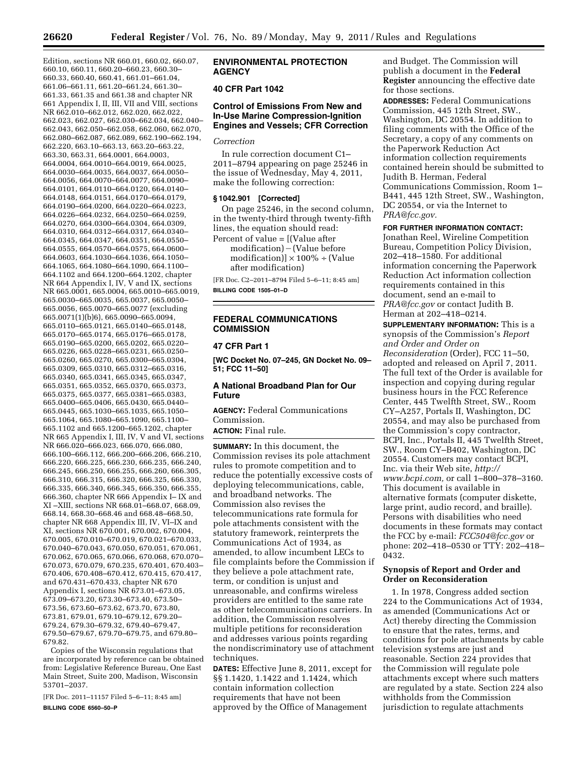Edition, sections NR 660.01, 660.02, 660.07, 660.10, 660.11, 660.20–660.23, 660.30–660.33, 660.40, 660.41, 661.01–661.04, 661.06–661.11, 661.20–661.24, 661.30–661.33, 661.35 and 661.38 and chapter NR 661 Appendix I, II, III, VII and VIII, sections NR 662.010–662.012, 662.020, 662.022, 662.023, 662.027, 662.030–662.034, 662.040–662.043, 662.050–662.058, 662.060, 662.070, 662.080–662.087, 662.089, 662.190–662.194, 662.220, 663.10–663.13, 663.20–663.22, 663.30, 663.31, 664.0001, 664.0003, 664.0004, 664.0010–664.0019, 664.0025, 664.0030–664.0035, 664.0037, 664.0050–664.0056, 664.0070–664.0077, 664.0090–664.0101, 664.0110–664.0120, 664.0140–664.0148, 664.0151, 664.0170–664.0179, 664.0190–664.0200, 664.0220–664.0223, 664.0226–664.0232, 664.0250–664.0259, 664.0270, 664.0300–664.0304, 664.0309, 664.0310, 664.0312–664.0317, 664.0340–664.0345, 664.0347, 664.0351, 664.0550–664.0555, 664.0570–664.0575, 664.0600–664.0603, 664.1030–664.1036, 664.1050–664.1065, 664.1080–664.1090, 664.1100–664.1102 and 664.1200–664.1202, chapter NR 664 Appendix I, IV, V and IX, sections NR 665.0001, 665.0004, 665.0010–665.0019, 665.0030–665.0035, 665.0037, 665.0050–665.0056, 665.0070–665.0077 (excluding 665.0071(1)(b)6), 665.0090–665.0094, 665.0110–665.0121, 665.0140–665.0148, 665.0170–665.0174, 665.0176–665.0178, 665.0190–665.0200, 665.0202, 665.0220–665.0226, 665.0228–665.0231, 665.0250–665.0260, 665.0270, 665.0300–665.0304, 665.0309, 665.0310, 665.0312–665.0316, 665.0340, 665.0341, 665.0345, 665.0347, 665.0351, 665.0352, 665.0370, 665.0373, 665.0375, 665.0377, 665.0381–665.0383, 665.0400–665.0406, 665.0430, 665.0440–665.0445, 665.1030–665.1035, 665.1050–665.1064, 665.1080–665.1090, 665.1100–665.1102 and 665.1200–665.1202, chapter NR 665 Appendix I, III, IV, V and VI, sections NR 666.020–666.023, 666.070, 666.080, 666.100–666.112, 666.200–666.206, 666.210, 666.220, 666.225, 666.230, 666.235, 666.240, 666.245, 666.250, 666.255, 666.260, 666.305, 666.310, 666.315, 666.320, 666.325, 666.330, 666.335, 666.340, 666.345, 666.350, 666.355, 666.360, chapter NR 666 Appendix I– IX and XI –XIII, sections NR 668.01–668.07, 668.09, 668.14, 668.30–668.46 and 668.48–668.50, chapter NR 668 Appendix III, IV, VI–IX and XI, sections NR 670.001, 670.002, 670.004, 670.005, 670.010–670.019, 670.021–670.033, 670.040–670.043, 670.050, 670.051, 670.061, 670.062, 670.065, 670.066, 670.068, 670.070–670.073, 670.079, 670.235, 670.401, 670.403–670.406, 670.408–670.412, 670.415, 670.417, and 670.431–670.433, chapter NR 670 Appendix I, sections NR 673.01–673.05, 673.09–673.20, 673.30–673.40, 673.50–673.56, 673.60–673.62, 673.70, 673.80, 673.81, 679.01, 679.10–679.12, 679.20–679.24, 679.30–679.32, 679.40–679.47, 679.50–679.67, 679.70–679.75, and 679.80–679.82.

Copies of the Wisconsin regulations that are incorporated by reference can be obtained from: Legislative Reference Bureau, One East Main Street, Suite 200, Madison, Wisconsin 53701–2037.

[FR Doc. 2011–11157 Filed 5–6–11; 8:45 am]

**BILLING CODE 6560–50–P**

---

## ENVIRONMENTAL PROTECTION AGENCY

### 40 CFR Part 1042

### Control of Emissions From New and In-Use Marine Compression-Ignition Engines and Vessels; CFR Correction

*Correction*

In rule correction document C1–2011–8794 appearing on page 25246 in the issue of Wednesday, May 4, 2011, make the following correction:

#### § 1042.901 [Corrected]

On page 25246, in the second column, in the twenty-third through twenty-fifth lines, the equation should read:

Percent of value = [(Value after modification) − (Value before modification)] × 100% ÷ (Value after modification)

[FR Doc. C2–2011–8794 Filed 5–6–11; 8:45 am]

**BILLING CODE 1505–01–D**

---

## FEDERAL COMMUNICATIONS COMMISSION

### 47 CFR Part 1

**[WC Docket No. 07–245, GN Docket No. 09–51; FCC 11–50]**

### A National Broadband Plan for Our Future

**AGENCY:** Federal Communications Commission.

**ACTION:** Final rule.

**SUMMARY:** In this document, the Commission revises its pole attachment rules to promote competition and to reduce the potentially excessive costs of deploying telecommunications, cable, and broadband networks. The Commission also revises the telecommunications rate formula for pole attachments consistent with the statutory framework, reinterprets the Communications Act of 1934, as amended, to allow incumbent LECs to file complaints before the Commission if they believe a pole attachment rate, term, or condition is unjust and unreasonable, and confirms wireless providers are entitled to the same rate as other telecommunications carriers. In addition, the Commission resolves multiple petitions for reconsideration and addresses various points regarding the nondiscriminatory use of attachment techniques.

**DATES:** Effective June 8, 2011, except for §§ 1.1420, 1.1422 and 1.1424, which contain information collection requirements that have not been approved by the Office of Management and Budget. The Commission will publish a document in the **Federal Register** announcing the effective date for those sections.

**ADDRESSES:** Federal Communications Commission, 445 12th Street, SW., Washington, DC 20554. In addition to filing comments with the Office of the Secretary, a copy of any comments on the Paperwork Reduction Act information collection requirements contained herein should be submitted to Judith B. Herman, Federal Communications Commission, Room 1–B441, 445 12th Street, SW., Washington, DC 20554, or via the Internet to *PRA@fcc.gov*.

**FOR FURTHER INFORMATION CONTACT:** Jonathan Reel, Wireline Competition Bureau, Competition Policy Division, 202–418–1580. For additional information concerning the Paperwork Reduction Act information collection requirements contained in this document, send an e-mail to *PRA@fcc.gov* or contact Judith B. Herman at 202–418–0214.

**SUPPLEMENTARY INFORMATION:** This is a synopsis of the Commission's *Report and Order and Order on Reconsideration* (Order), FCC 11–50, adopted and released on April 7, 2011. The full text of the Order is available for inspection and copying during regular business hours in the FCC Reference Center, 445 Twelfth Street, SW., Room CY–A257, Portals II, Washington, DC 20554, and may also be purchased from the Commission's copy contractor, BCPI, Inc., Portals II, 445 Twelfth Street, SW., Room CY–B402, Washington, DC 20554. Customers may contact BCPI, Inc. via their Web site, *http://www.bcpi.com*, or call 1–800–378–3160. This document is available in alternative formats (computer diskette, large print, audio record, and braille). Persons with disabilities who need documents in these formats may contact the FCC by e-mail: *FCC504@fcc.gov* or phone: 202–418–0530 or TTY: 202–418–0432.

### Synopsis of Report and Order and Order on Reconsideration

1. In 1978, Congress added section 224 to the Communications Act of 1934, as amended (Communications Act or Act) thereby directing the Commission to ensure that the rates, terms, and conditions for pole attachments by cable television systems are just and reasonable. Section 224 provides that the Commission will regulate pole attachments except where such matters are regulated by a state. Section 224 also withholds from the Commission jurisdiction to regulate attachments